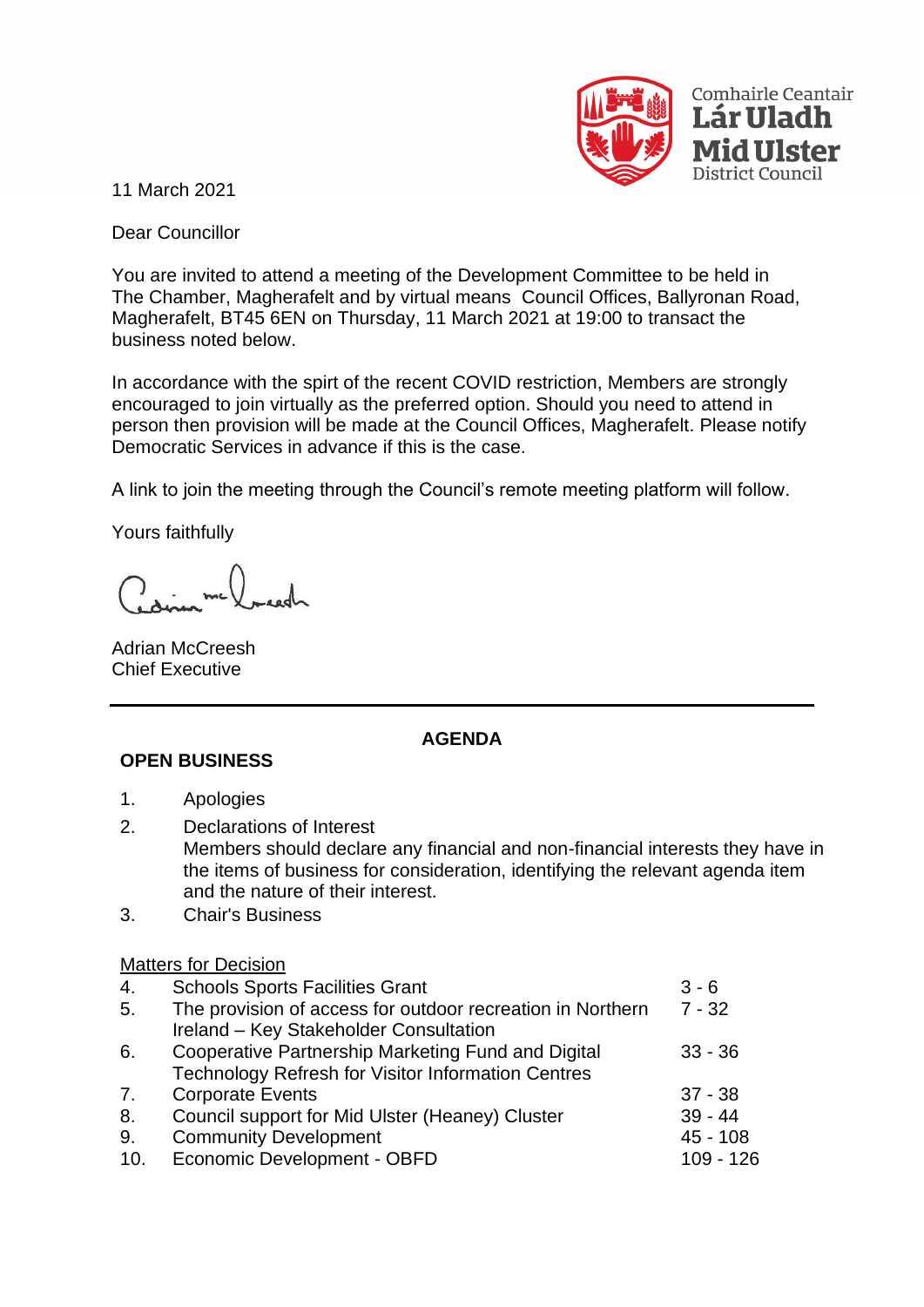Comhairle Ceantair
**Lár Uladh**
**Mid Ulster**
District Council

11 March 2021

Dear Councillor

You are invited to attend a meeting of the Development Committee to be held in The Chamber, Magherafelt and by virtual means Council Offices, Ballyronan Road, Magherafelt, BT45 6EN on Thursday, 11 March 2021 at 19:00 to transact the business noted below.

In accordance with the spirt of the recent COVID restriction, Members are strongly encouraged to join virtually as the preferred option. Should you need to attend in person then provision will be made at the Council Offices, Magherafelt. Please notify Democratic Services in advance if this is the case.

A link to join the meeting through the Council's remote meeting platform will follow.

Yours faithfully

Adrian McCreesh
Chief Executive

---

## AGENDA

### OPEN BUSINESS

1. Apologies
2. Declarations of Interest
   Members should declare any financial and non-financial interests they have in the items of business for consideration, identifying the relevant agenda item and the nature of their interest.
3. Chair's Business

<u>Matters for Decision</u>

| | | |
|---|---|---|
| 4. | Schools Sports Facilities Grant | 3 - 6 |
| 5. | The provision of access for outdoor recreation in Northern Ireland – Key Stakeholder Consultation | 7 - 32 |
| 6. | Cooperative Partnership Marketing Fund and Digital Technology Refresh for Visitor Information Centres | 33 - 36 |
| 7. | Corporate Events | 37 - 38 |
| 8. | Council support for Mid Ulster (Heaney) Cluster | 39 - 44 |
| 9. | Community Development | 45 - 108 |
| 10. | Economic Development - OBFD | 109 - 126 |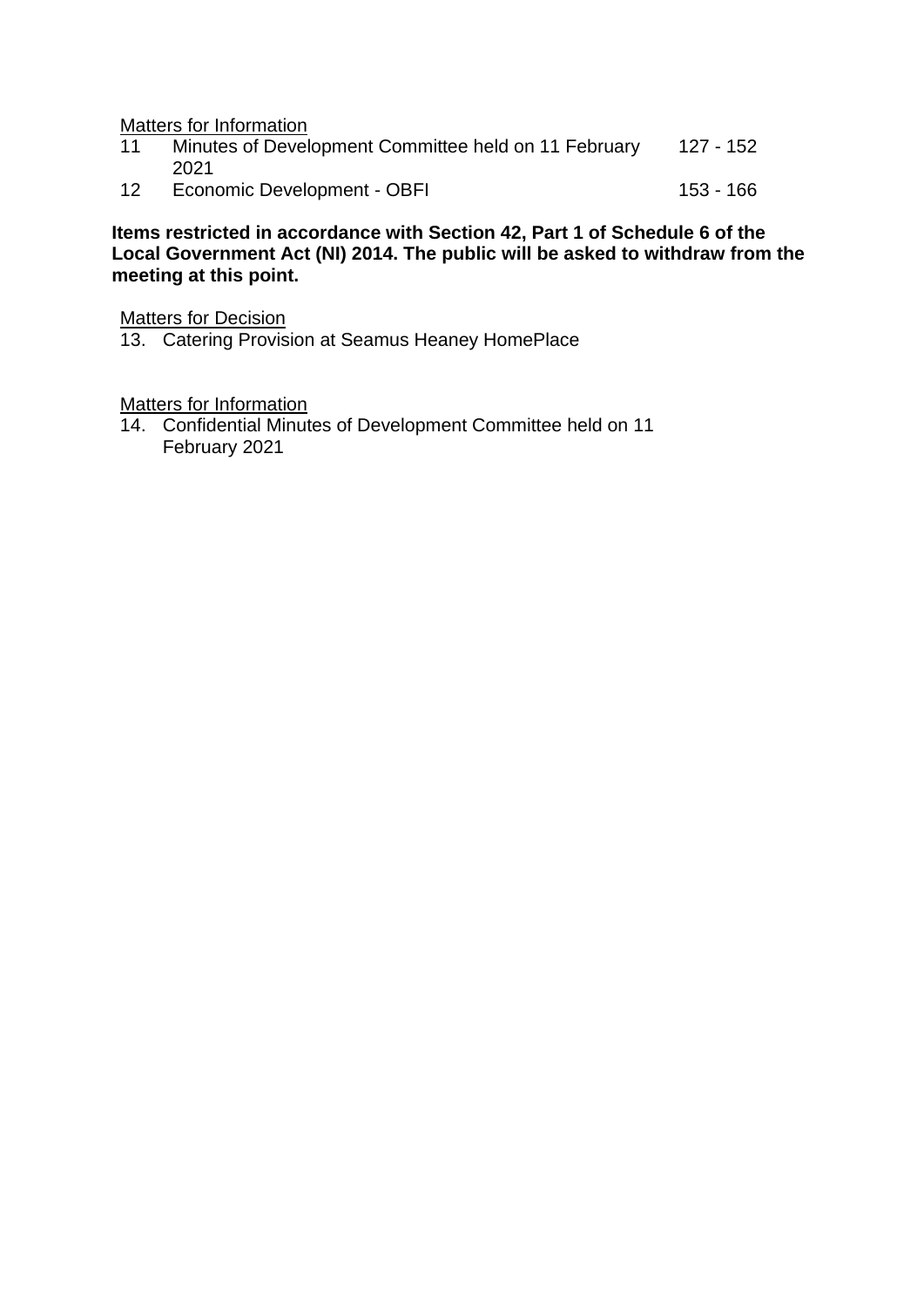<u>Matters for Information</u>

| | | |
|---|---|---|
| 11 | Minutes of Development Committee held on 11 February 2021 | 127 - 152 |
| 12 | Economic Development - OBFI | 153 - 166 |

**Items restricted in accordance with Section 42, Part 1 of Schedule 6 of the Local Government Act (NI) 2014. The public will be asked to withdraw from the meeting at this point.**

<u>Matters for Decision</u>

13. Catering Provision at Seamus Heaney HomePlace

<u>Matters for Information</u>

14. Confidential Minutes of Development Committee held on 11 February 2021